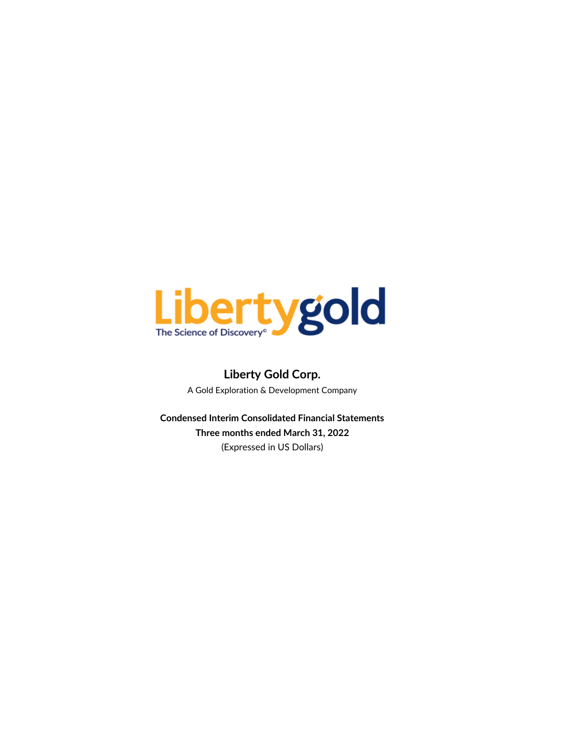Libertygold

The Science of Discovery©

# Liberty Gold Corp.

A Gold Exploration & Development Company

**Condensed Interim Consolidated Financial Statements**

**Three months ended March 31, 2022**

(Expressed in US Dollars)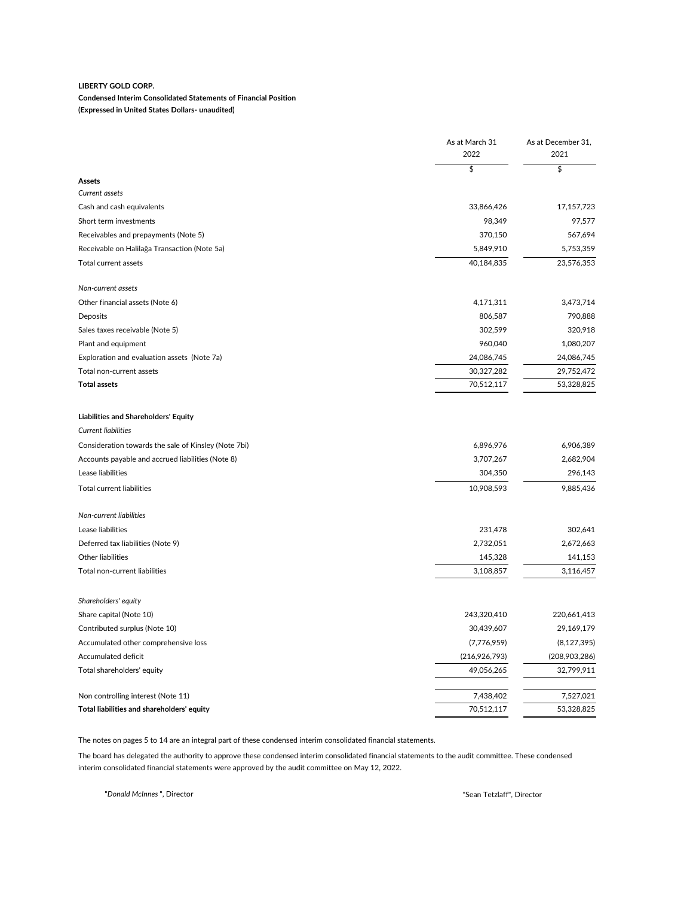**LIBERTY GOLD CORP.**

**Condensed Interim Consolidated Statements of Financial Position**

**(Expressed in United States Dollars- unaudited)**

| | As at March 31 2022 | As at December 31, 2021 |
|---|---|---|
| | $ | $ |
| **Assets** | | |
| *Current assets* | | |
| Cash and cash equivalents | 33,866,426 | 17,157,723 |
| Short term investments | 98,349 | 97,577 |
| Receivables and prepayments (Note 5) | 370,150 | 567,694 |
| Receivable on Halilağa Transaction (Note 5a) | 5,849,910 | 5,753,359 |
| Total current assets | 40,184,835 | 23,576,353 |
| *Non-current assets* | | |
| Other financial assets (Note 6) | 4,171,311 | 3,473,714 |
| Deposits | 806,587 | 790,888 |
| Sales taxes receivable (Note 5) | 302,599 | 320,918 |
| Plant and equipment | 960,040 | 1,080,207 |
| Exploration and evaluation assets (Note 7a) | 24,086,745 | 24,086,745 |
| Total non-current assets | 30,327,282 | 29,752,472 |
| **Total assets** | 70,512,117 | 53,328,825 |
| **Liabilities and Shareholders' Equity** | | |
| *Current liabilities* | | |
| Consideration towards the sale of Kinsley (Note 7bi) | 6,896,976 | 6,906,389 |
| Accounts payable and accrued liabilities (Note 8) | 3,707,267 | 2,682,904 |
| Lease liabilities | 304,350 | 296,143 |
| Total current liabilities | 10,908,593 | 9,885,436 |
| *Non-current liabilities* | | |
| Lease liabilities | 231,478 | 302,641 |
| Deferred tax liabilities (Note 9) | 2,732,051 | 2,672,663 |
| Other liabilities | 145,328 | 141,153 |
| Total non-current liabilities | 3,108,857 | 3,116,457 |
| *Shareholders' equity* | | |
| Share capital (Note 10) | 243,320,410 | 220,661,413 |
| Contributed surplus (Note 10) | 30,439,607 | 29,169,179 |
| Accumulated other comprehensive loss | (7,776,959) | (8,127,395) |
| Accumulated deficit | (216,926,793) | (208,903,286) |
| Total shareholders' equity | 49,056,265 | 32,799,911 |
| Non controlling interest (Note 11) | 7,438,402 | 7,527,021 |
| **Total liabilities and shareholders' equity** | 70,512,117 | 53,328,825 |

The notes on pages 5 to 14 are an integral part of these condensed interim consolidated financial statements.

The board has delegated the authority to approve these condensed interim consolidated financial statements to the audit committee. These condensed interim consolidated financial statements were approved by the audit committee on May 12, 2022.

"*Donald McInnes* ", Director

"Sean Tetzlaff", Director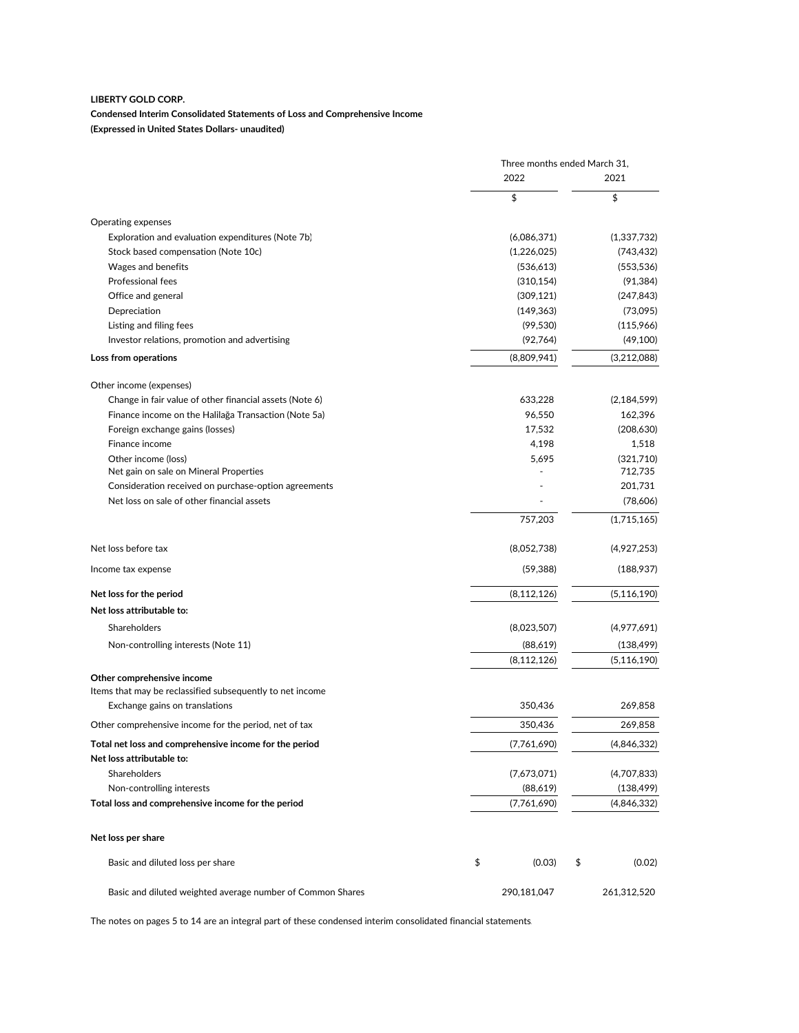**LIBERTY GOLD CORP.**

**Condensed Interim Consolidated Statements of Loss and Comprehensive Income**

**(Expressed in United States Dollars- unaudited)**

| | Three months ended March 31, 2022 | 2021 |
|---|---|---|
| | $ | $ |
| Operating expenses | | |
| Exploration and evaluation expenditures (Note 7b) | (6,086,371) | (1,337,732) |
| Stock based compensation (Note 10c) | (1,226,025) | (743,432) |
| Wages and benefits | (536,613) | (553,536) |
| Professional fees | (310,154) | (91,384) |
| Office and general | (309,121) | (247,843) |
| Depreciation | (149,363) | (73,095) |
| Listing and filing fees | (99,530) | (115,966) |
| Investor relations, promotion and advertising | (92,764) | (49,100) |
| **Loss from operations** | (8,809,941) | (3,212,088) |
| Other income (expenses) | | |
| Change in fair value of other financial assets (Note 6) | 633,228 | (2,184,599) |
| Finance income on the Halilağa Transaction (Note 5a) | 96,550 | 162,396 |
| Foreign exchange gains (losses) | 17,532 | (208,630) |
| Finance income | 4,198 | 1,518 |
| Other income (loss) | 5,695 | (321,710) |
| Net gain on sale on Mineral Properties | - | 712,735 |
| Consideration received on purchase-option agreements | - | 201,731 |
| Net loss on sale of other financial assets | - | (78,606) |
| | 757,203 | (1,715,165) |
| Net loss before tax | (8,052,738) | (4,927,253) |
| Income tax expense | (59,388) | (188,937) |
| **Net loss for the period** | (8,112,126) | (5,116,190) |
| **Net loss attributable to:** | | |
| Shareholders | (8,023,507) | (4,977,691) |
| Non-controlling interests (Note 11) | (88,619) | (138,499) |
| | (8,112,126) | (5,116,190) |
| **Other comprehensive income** | | |
| Items that may be reclassified subsequently to net income | | |
| Exchange gains on translations | 350,436 | 269,858 |
| Other comprehensive income for the period, net of tax | 350,436 | 269,858 |
| **Total net loss and comprehensive income for the period** | (7,761,690) | (4,846,332) |
| **Net loss attributable to:** | | |
| Shareholders | (7,673,071) | (4,707,833) |
| Non-controlling interests | (88,619) | (138,499) |
| **Total loss and comprehensive income for the period** | (7,761,690) | (4,846,332) |
| **Net loss per share** | | |
| Basic and diluted loss per share | $ (0.03) | $ (0.02) |
| Basic and diluted weighted average number of Common Shares | 290,181,047 | 261,312,520 |

The notes on pages 5 to 14 are an integral part of these condensed interim consolidated financial statements.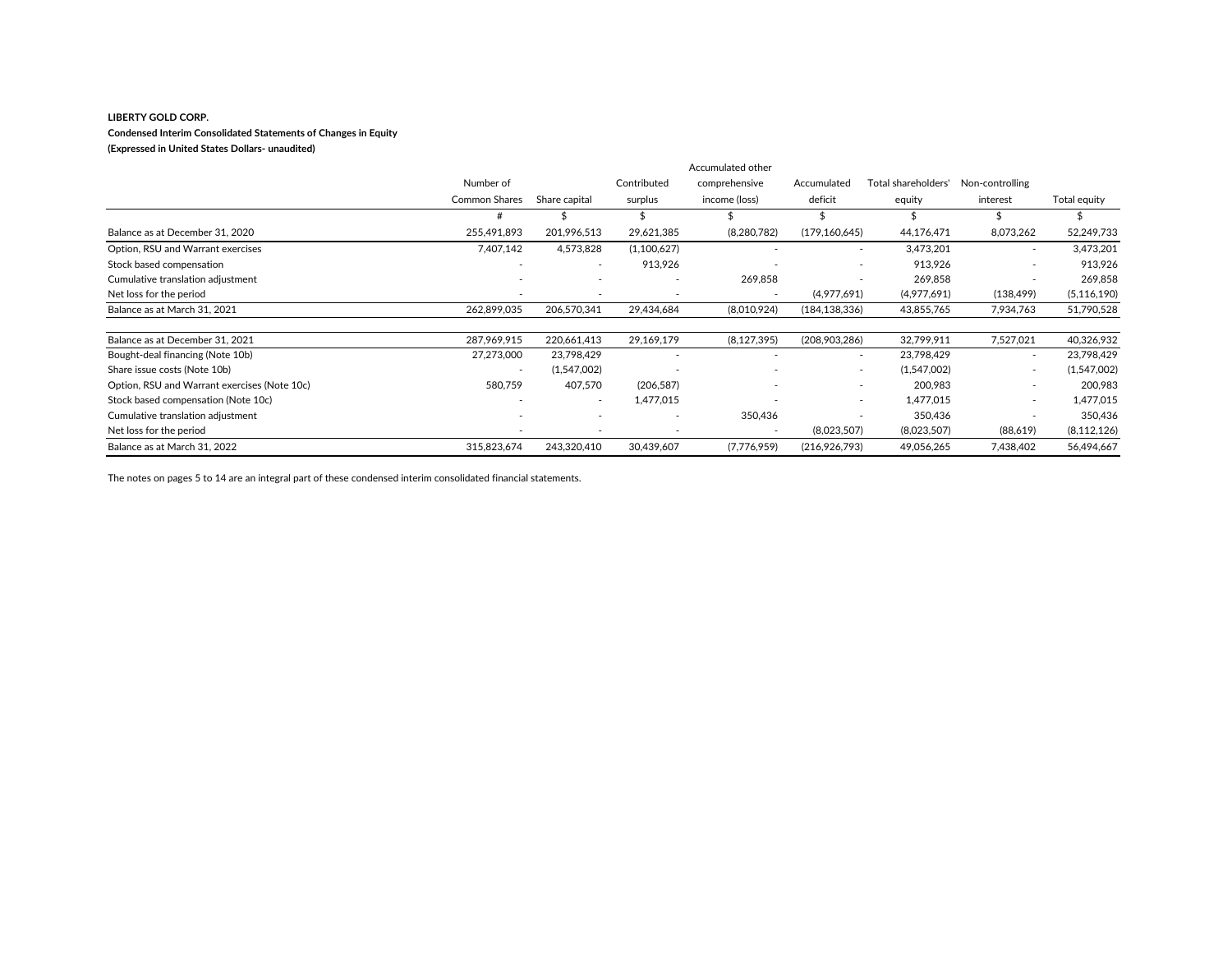**LIBERTY GOLD CORP.**

**Condensed Interim Consolidated Statements of Changes in Equity**

**(Expressed in United States Dollars- unaudited)**

| | Number of Common Shares | Share capital | Contributed surplus | Accumulated other comprehensive income (loss) | Accumulated deficit | Total shareholders' equity | Non-controlling interest | Total equity |
|---|---|---|---|---|---|---|---|---|
| | # | $ | $ | $ | $ | $ | $ | $ |
| Balance as at December 31, 2020 | 255,491,893 | 201,996,513 | 29,621,385 | (8,280,782) | (179,160,645) | 44,176,471 | 8,073,262 | 52,249,733 |
| Option, RSU and Warrant exercises | 7,407,142 | 4,573,828 | (1,100,627) | - | - | 3,473,201 | - | 3,473,201 |
| Stock based compensation | - | - | 913,926 | - | - | 913,926 | - | 913,926 |
| Cumulative translation adjustment | - | - | - | 269,858 | - | 269,858 | - | 269,858 |
| Net loss for the period | - | - | - | - | (4,977,691) | (4,977,691) | (138,499) | (5,116,190) |
| Balance as at March 31, 2021 | 262,899,035 | 206,570,341 | 29,434,684 | (8,010,924) | (184,138,336) | 43,855,765 | 7,934,763 | 51,790,528 |
| | | | | | | | | |
| Balance as at December 31, 2021 | 287,969,915 | 220,661,413 | 29,169,179 | (8,127,395) | (208,903,286) | 32,799,911 | 7,527,021 | 40,326,932 |
| Bought-deal financing (Note 10b) | 27,273,000 | 23,798,429 | - | - | - | 23,798,429 | - | 23,798,429 |
| Share issue costs (Note 10b) | - | (1,547,002) | - | - | - | (1,547,002) | - | (1,547,002) |
| Option, RSU and Warrant exercises (Note 10c) | 580,759 | 407,570 | (206,587) | - | - | 200,983 | - | 200,983 |
| Stock based compensation (Note 10c) | - | - | 1,477,015 | - | - | 1,477,015 | - | 1,477,015 |
| Cumulative translation adjustment | - | - | - | 350,436 | - | 350,436 | - | 350,436 |
| Net loss for the period | - | - | - | - | (8,023,507) | (8,023,507) | (88,619) | (8,112,126) |
| Balance as at March 31, 2022 | 315,823,674 | 243,320,410 | 30,439,607 | (7,776,959) | (216,926,793) | 49,056,265 | 7,438,402 | 56,494,667 |

The notes on pages 5 to 14 are an integral part of these condensed interim consolidated financial statements.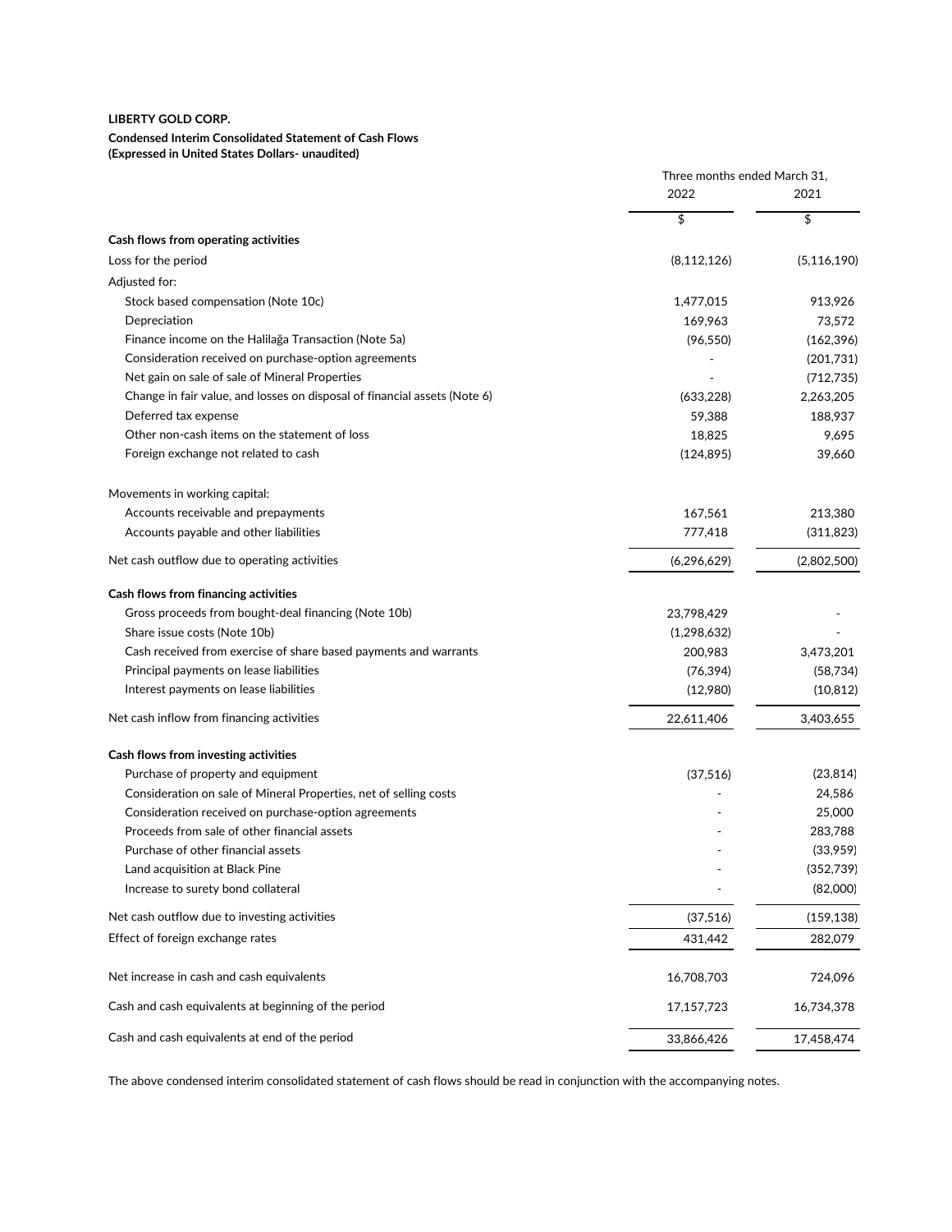**LIBERTY GOLD CORP.**

**Condensed Interim Consolidated Statement of Cash Flows**
**(Expressed in United States Dollars- unaudited)**

| | Three months ended March 31, | |
|---|---|---|
| | 2022 | 2021 |
| | $ | $ |
| **Cash flows from operating activities** | | |
| Loss for the period | (8,112,126) | (5,116,190) |
| Adjusted for: | | |
| Stock based compensation (Note 10c) | 1,477,015 | 913,926 |
| Depreciation | 169,963 | 73,572 |
| Finance income on the Halilağa Transaction (Note 5a) | (96,550) | (162,396) |
| Consideration received on purchase-option agreements | - | (201,731) |
| Net gain on sale of sale of Mineral Properties | - | (712,735) |
| Change in fair value, and losses on disposal of financial assets (Note 6) | (633,228) | 2,263,205 |
| Deferred tax expense | 59,388 | 188,937 |
| Other non-cash items on the statement of loss | 18,825 | 9,695 |
| Foreign exchange not related to cash | (124,895) | 39,660 |
| Movements in working capital: | | |
| Accounts receivable and prepayments | 167,561 | 213,380 |
| Accounts payable and other liabilities | 777,418 | (311,823) |
| Net cash outflow due to operating activities | (6,296,629) | (2,802,500) |
| **Cash flows from financing activities** | | |
| Gross proceeds from bought-deal financing (Note 10b) | 23,798,429 | - |
| Share issue costs (Note 10b) | (1,298,632) | - |
| Cash received from exercise of share based payments and warrants | 200,983 | 3,473,201 |
| Principal payments on lease liabilities | (76,394) | (58,734) |
| Interest payments on lease liabilities | (12,980) | (10,812) |
| Net cash inflow from financing activities | 22,611,406 | 3,403,655 |
| **Cash flows from investing activities** | | |
| Purchase of property and equipment | (37,516) | (23,814) |
| Consideration on sale of Mineral Properties, net of selling costs | - | 24,586 |
| Consideration received on purchase-option agreements | - | 25,000 |
| Proceeds from sale of other financial assets | - | 283,788 |
| Purchase of other financial assets | - | (33,959) |
| Land acquisition at Black Pine | - | (352,739) |
| Increase to surety bond collateral | - | (82,000) |
| Net cash outflow due to investing activities | (37,516) | (159,138) |
| Effect of foreign exchange rates | 431,442 | 282,079 |
| Net increase in cash and cash equivalents | 16,708,703 | 724,096 |
| Cash and cash equivalents at beginning of the period | 17,157,723 | 16,734,378 |
| Cash and cash equivalents at end of the period | 33,866,426 | 17,458,474 |

The above condensed interim consolidated statement of cash flows should be read in conjunction with the accompanying notes.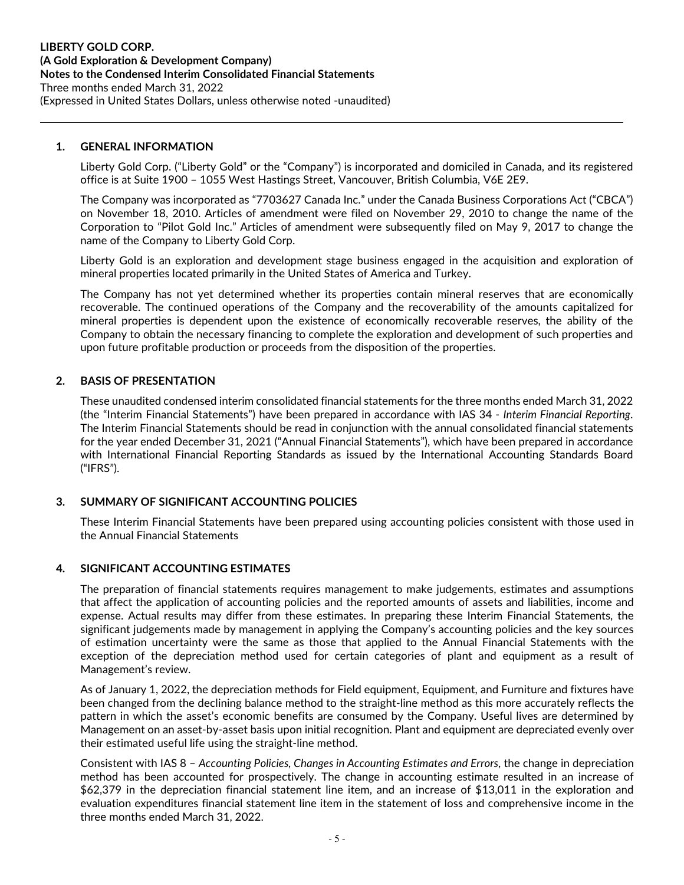## 1. GENERAL INFORMATION

Liberty Gold Corp. ("Liberty Gold" or the "Company") is incorporated and domiciled in Canada, and its registered office is at Suite 1900 – 1055 West Hastings Street, Vancouver, British Columbia, V6E 2E9.

The Company was incorporated as "7703627 Canada Inc." under the Canada Business Corporations Act ("CBCA") on November 18, 2010. Articles of amendment were filed on November 29, 2010 to change the name of the Corporation to "Pilot Gold Inc." Articles of amendment were subsequently filed on May 9, 2017 to change the name of the Company to Liberty Gold Corp.

Liberty Gold is an exploration and development stage business engaged in the acquisition and exploration of mineral properties located primarily in the United States of America and Turkey.

The Company has not yet determined whether its properties contain mineral reserves that are economically recoverable. The continued operations of the Company and the recoverability of the amounts capitalized for mineral properties is dependent upon the existence of economically recoverable reserves, the ability of the Company to obtain the necessary financing to complete the exploration and development of such properties and upon future profitable production or proceeds from the disposition of the properties.

## 2. BASIS OF PRESENTATION

These unaudited condensed interim consolidated financial statements for the three months ended March 31, 2022 (the "Interim Financial Statements") have been prepared in accordance with IAS 34 - *Interim Financial Reporting*. The Interim Financial Statements should be read in conjunction with the annual consolidated financial statements for the year ended December 31, 2021 ("Annual Financial Statements"), which have been prepared in accordance with International Financial Reporting Standards as issued by the International Accounting Standards Board ("IFRS").

## 3. SUMMARY OF SIGNIFICANT ACCOUNTING POLICIES

These Interim Financial Statements have been prepared using accounting policies consistent with those used in the Annual Financial Statements

## 4. SIGNIFICANT ACCOUNTING ESTIMATES

The preparation of financial statements requires management to make judgements, estimates and assumptions that affect the application of accounting policies and the reported amounts of assets and liabilities, income and expense. Actual results may differ from these estimates. In preparing these Interim Financial Statements, the significant judgements made by management in applying the Company's accounting policies and the key sources of estimation uncertainty were the same as those that applied to the Annual Financial Statements with the exception of the depreciation method used for certain categories of plant and equipment as a result of Management's review.

As of January 1, 2022, the depreciation methods for Field equipment, Equipment, and Furniture and fixtures have been changed from the declining balance method to the straight-line method as this more accurately reflects the pattern in which the asset's economic benefits are consumed by the Company. Useful lives are determined by Management on an asset-by-asset basis upon initial recognition. Plant and equipment are depreciated evenly over their estimated useful life using the straight-line method.

Consistent with IAS 8 – *Accounting Policies, Changes in Accounting Estimates and Errors*, the change in depreciation method has been accounted for prospectively. The change in accounting estimate resulted in an increase of $62,379 in the depreciation financial statement line item, and an increase of $13,011 in the exploration and evaluation expenditures financial statement line item in the statement of loss and comprehensive income in the three months ended March 31, 2022.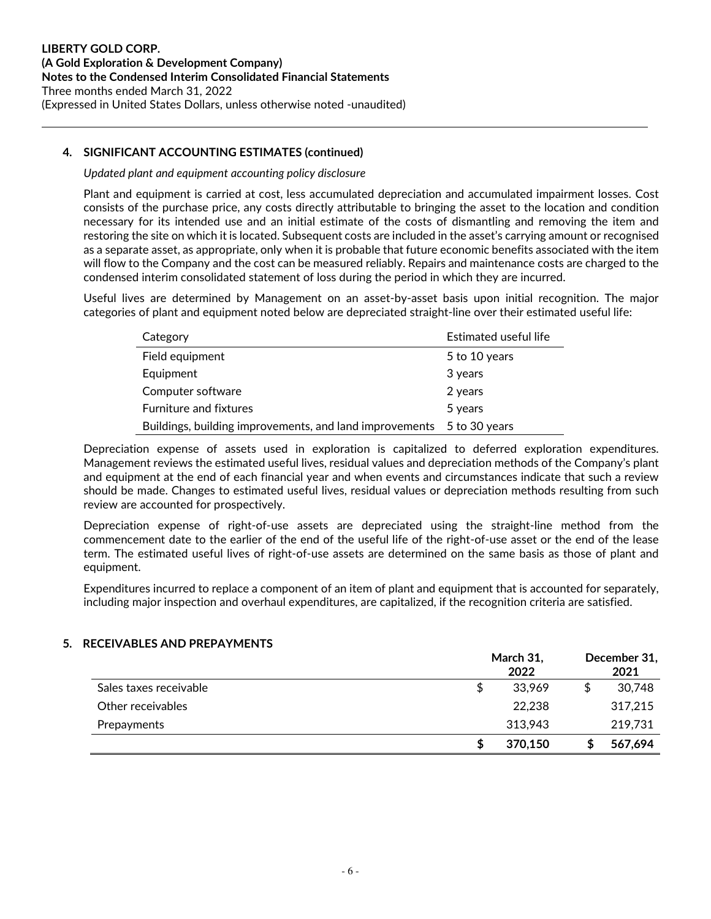## 4. SIGNIFICANT ACCOUNTING ESTIMATES (continued)

*Updated plant and equipment accounting policy disclosure*

Plant and equipment is carried at cost, less accumulated depreciation and accumulated impairment losses. Cost consists of the purchase price, any costs directly attributable to bringing the asset to the location and condition necessary for its intended use and an initial estimate of the costs of dismantling and removing the item and restoring the site on which it is located. Subsequent costs are included in the asset's carrying amount or recognised as a separate asset, as appropriate, only when it is probable that future economic benefits associated with the item will flow to the Company and the cost can be measured reliably. Repairs and maintenance costs are charged to the condensed interim consolidated statement of loss during the period in which they are incurred.

Useful lives are determined by Management on an asset-by-asset basis upon initial recognition. The major categories of plant and equipment noted below are depreciated straight-line over their estimated useful life:

| Category | Estimated useful life |
|---|---|
| Field equipment | 5 to 10 years |
| Equipment | 3 years |
| Computer software | 2 years |
| Furniture and fixtures | 5 years |
| Buildings, building improvements, and land improvements | 5 to 30 years |

Depreciation expense of assets used in exploration is capitalized to deferred exploration expenditures. Management reviews the estimated useful lives, residual values and depreciation methods of the Company's plant and equipment at the end of each financial year and when events and circumstances indicate that such a review should be made. Changes to estimated useful lives, residual values or depreciation methods resulting from such review are accounted for prospectively.

Depreciation expense of right-of-use assets are depreciated using the straight-line method from the commencement date to the earlier of the end of the useful life of the right-of-use asset or the end of the lease term. The estimated useful lives of right-of-use assets are determined on the same basis as those of plant and equipment.

Expenditures incurred to replace a component of an item of plant and equipment that is accounted for separately, including major inspection and overhaul expenditures, are capitalized, if the recognition criteria are satisfied.

## 5. RECEIVABLES AND PREPAYMENTS

| | March 31, 2022 | December 31, 2021 |
|---|---|---|
| Sales taxes receivable | $ 33,969 | $ 30,748 |
| Other receivables | 22,238 | 317,215 |
| Prepayments | 313,943 | 219,731 |
| | **$ 370,150** | **$ 567,694** |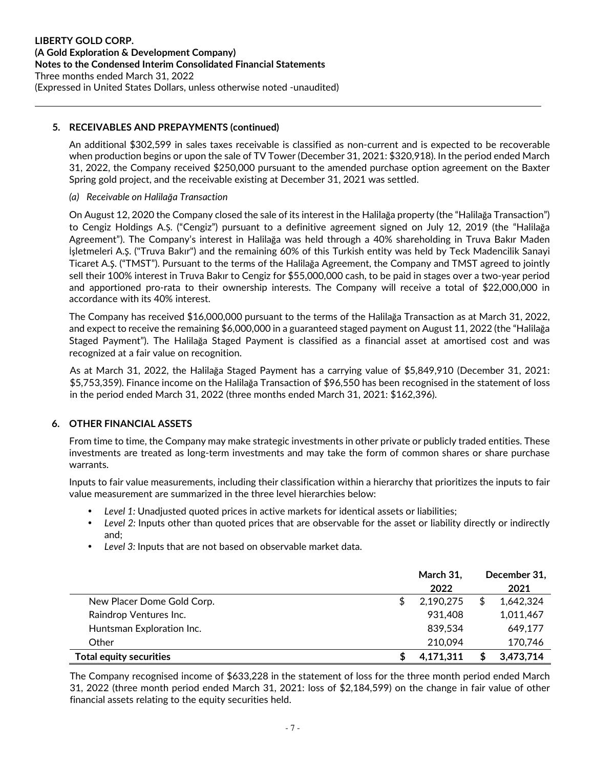## 5. RECEIVABLES AND PREPAYMENTS (continued)

An additional $302,599 in sales taxes receivable is classified as non-current and is expected to be recoverable when production begins or upon the sale of TV Tower (December 31, 2021: $320,918). In the period ended March 31, 2022, the Company received $250,000 pursuant to the amended purchase option agreement on the Baxter Spring gold project, and the receivable existing at December 31, 2021 was settled.

*(a) Receivable on Halilağa Transaction*

On August 12, 2020 the Company closed the sale of its interest in the Halilağa property (the "Halilağa Transaction") to Cengiz Holdings A.Ş. ("Cengiz") pursuant to a definitive agreement signed on July 12, 2019 (the "Halilağa Agreement"). The Company's interest in Halilağa was held through a 40% shareholding in Truva Bakır Maden İşletmeleri A.Ş. ("Truva Bakır") and the remaining 60% of this Turkish entity was held by Teck Madencilik Sanayi Ticaret A.Ş. ("TMST"). Pursuant to the terms of the Halilağa Agreement, the Company and TMST agreed to jointly sell their 100% interest in Truva Bakır to Cengiz for $55,000,000 cash, to be paid in stages over a two-year period and apportioned pro-rata to their ownership interests. The Company will receive a total of $22,000,000 in accordance with its 40% interest.

The Company has received $16,000,000 pursuant to the terms of the Halilağa Transaction as at March 31, 2022, and expect to receive the remaining $6,000,000 in a guaranteed staged payment on August 11, 2022 (the "Halilağa Staged Payment"). The Halilağa Staged Payment is classified as a financial asset at amortised cost and was recognized at a fair value on recognition.

As at March 31, 2022, the Halilağa Staged Payment has a carrying value of $5,849,910 (December 31, 2021: $5,753,359). Finance income on the Halilağa Transaction of $96,550 has been recognised in the statement of loss in the period ended March 31, 2022 (three months ended March 31, 2021: $162,396).

## 6. OTHER FINANCIAL ASSETS

From time to time, the Company may make strategic investments in other private or publicly traded entities. These investments are treated as long-term investments and may take the form of common shares or share purchase warrants.

Inputs to fair value measurements, including their classification within a hierarchy that prioritizes the inputs to fair value measurement are summarized in the three level hierarchies below:

- *Level 1:* Unadjusted quoted prices in active markets for identical assets or liabilities;
- *Level 2:* Inputs other than quoted prices that are observable for the asset or liability directly or indirectly and;
- *Level 3:* Inputs that are not based on observable market data.

| | March 31, 2022 | December 31, 2021 |
|---|---|---|
| New Placer Dome Gold Corp. | $ 2,190,275 | $ 1,642,324 |
| Raindrop Ventures Inc. | 931,408 | 1,011,467 |
| Huntsman Exploration Inc. | 839,534 | 649,177 |
| Other | 210,094 | 170,746 |
| **Total equity securities** | **$ 4,171,311** | **$ 3,473,714** |

The Company recognised income of $633,228 in the statement of loss for the three month period ended March 31, 2022 (three month period ended March 31, 2021: loss of $2,184,599) on the change in fair value of other financial assets relating to the equity securities held.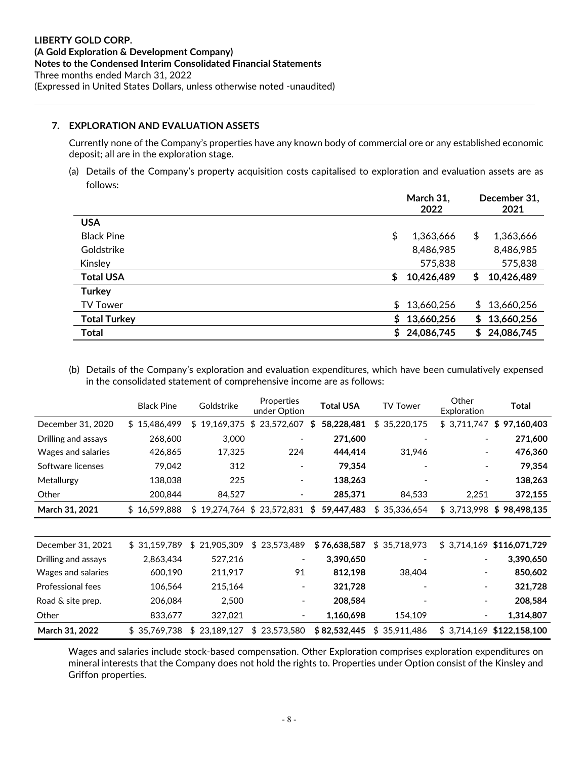## 7. EXPLORATION AND EVALUATION ASSETS

Currently none of the Company's properties have any known body of commercial ore or any established economic deposit; all are in the exploration stage.

(a) Details of the Company's property acquisition costs capitalised to exploration and evaluation assets are as follows:

| | March 31, 2022 | December 31, 2021 |
|---|---|---|
| **USA** | | |
| Black Pine | $ 1,363,666 | $ 1,363,666 |
| Goldstrike | 8,486,985 | 8,486,985 |
| Kinsley | 575,838 | 575,838 |
| **Total USA** | **$ 10,426,489** | **$ 10,426,489** |
| **Turkey** | | |
| TV Tower | $ 13,660,256 | $ 13,660,256 |
| **Total Turkey** | **$ 13,660,256** | **$ 13,660,256** |
| **Total** | **$ 24,086,745** | **$ 24,086,745** |

(b) Details of the Company's exploration and evaluation expenditures, which have been cumulatively expensed in the consolidated statement of comprehensive income are as follows:

| | Black Pine | Goldstrike | Properties under Option | **Total USA** | TV Tower | Other Exploration | **Total** |
|---|---|---|---|---|---|---|---|
| December 31, 2020 | $ 15,486,499 | $ 19,169,375 | $ 23,572,607 | **$ 58,228,481** | $ 35,220,175 | $ 3,711,747 | **$ 97,160,403** |
| Drilling and assays | 268,600 | 3,000 | - | **271,600** | - | - | **271,600** |
| Wages and salaries | 426,865 | 17,325 | 224 | **444,414** | 31,946 | - | **476,360** |
| Software licenses | 79,042 | 312 | - | **79,354** | - | - | **79,354** |
| Metallurgy | 138,038 | 225 | - | **138,263** | - | - | **138,263** |
| Other | 200,844 | 84,527 | - | **285,371** | 84,533 | 2,251 | **372,155** |
| **March 31, 2021** | $ 16,599,888 | $ 19,274,764 | $ 23,572,831 | **$ 59,447,483** | $ 35,336,654 | $ 3,713,998 | **$ 98,498,135** |

| | Black Pine | Goldstrike | Properties under Option | **Total USA** | TV Tower | Other Exploration | **Total** |
|---|---|---|---|---|---|---|---|
| December 31, 2021 | $ 31,159,789 | $ 21,905,309 | $ 23,573,489 | **$ 76,638,587** | $ 35,718,973 | $ 3,714,169 | **$116,071,729** |
| Drilling and assays | 2,863,434 | 527,216 | - | **3,390,650** | - | - | **3,390,650** |
| Wages and salaries | 600,190 | 211,917 | 91 | **812,198** | 38,404 | - | **850,602** |
| Professional fees | 106,564 | 215,164 | - | **321,728** | - | - | **321,728** |
| Road & site prep. | 206,084 | 2,500 | - | **208,584** | - | - | **208,584** |
| Other | 833,677 | 327,021 | - | **1,160,698** | 154,109 | - | **1,314,807** |
| **March 31, 2022** | $ 35,769,738 | $ 23,189,127 | $ 23,573,580 | **$ 82,532,445** | $ 35,911,486 | $ 3,714,169 | **$122,158,100** |

Wages and salaries include stock-based compensation. Other Exploration comprises exploration expenditures on mineral interests that the Company does not hold the rights to. Properties under Option consist of the Kinsley and Griffon properties.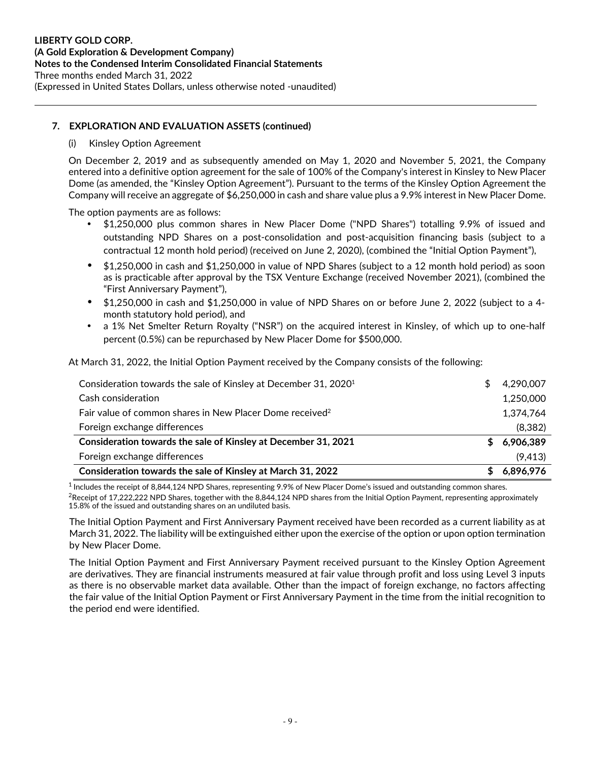## 7. EXPLORATION AND EVALUATION ASSETS (continued)

(i) Kinsley Option Agreement

On December 2, 2019 and as subsequently amended on May 1, 2020 and November 5, 2021, the Company entered into a definitive option agreement for the sale of 100% of the Company's interest in Kinsley to New Placer Dome (as amended, the "Kinsley Option Agreement"). Pursuant to the terms of the Kinsley Option Agreement the Company will receive an aggregate of $6,250,000 in cash and share value plus a 9.9% interest in New Placer Dome.

The option payments are as follows:

- $1,250,000 plus common shares in New Placer Dome ("NPD Shares") totalling 9.9% of issued and outstanding NPD Shares on a post-consolidation and post-acquisition financing basis (subject to a contractual 12 month hold period) (received on June 2, 2020), (combined the "Initial Option Payment"),
- $1,250,000 in cash and $1,250,000 in value of NPD Shares (subject to a 12 month hold period) as soon as is practicable after approval by the TSX Venture Exchange (received November 2021), (combined the "First Anniversary Payment"),
- $1,250,000 in cash and $1,250,000 in value of NPD Shares on or before June 2, 2022 (subject to a 4-month statutory hold period), and
- a 1% Net Smelter Return Royalty ("NSR") on the acquired interest in Kinsley, of which up to one-half percent (0.5%) can be repurchased by New Placer Dome for $500,000.

At March 31, 2022, the Initial Option Payment received by the Company consists of the following:

| | |
|---|---|
| Consideration towards the sale of Kinsley at December 31, 2020[1] | $ 4,290,007 |
| Cash consideration | 1,250,000 |
| Fair value of common shares in New Placer Dome received[2] | 1,374,764 |
| Foreign exchange differences | (8,382) |
| **Consideration towards the sale of Kinsley at December 31, 2021** | **$ 6,906,389** |
| Foreign exchange differences | (9,413) |
| **Consideration towards the sale of Kinsley at March 31, 2022** | **$ 6,896,976** |

[1] Includes the receipt of 8,844,124 NPD Shares, representing 9.9% of New Placer Dome's issued and outstanding common shares.
[2] Receipt of 17,222,222 NPD Shares, together with the 8,844,124 NPD shares from the Initial Option Payment, representing approximately 15.8% of the issued and outstanding shares on an undiluted basis.

The Initial Option Payment and First Anniversary Payment received have been recorded as a current liability as at March 31, 2022. The liability will be extinguished either upon the exercise of the option or upon option termination by New Placer Dome.

The Initial Option Payment and First Anniversary Payment received pursuant to the Kinsley Option Agreement are derivatives. They are financial instruments measured at fair value through profit and loss using Level 3 inputs as there is no observable market data available. Other than the impact of foreign exchange, no factors affecting the fair value of the Initial Option Payment or First Anniversary Payment in the time from the initial recognition to the period end were identified.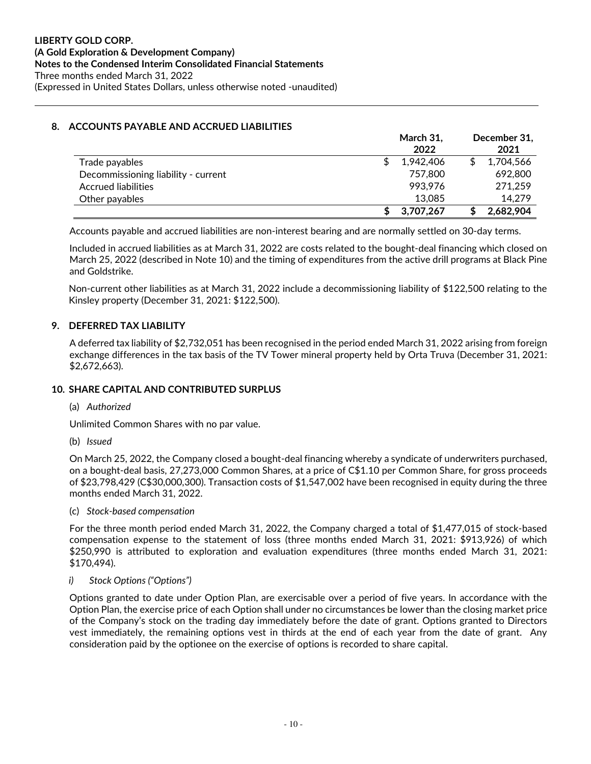## 8. ACCOUNTS PAYABLE AND ACCRUED LIABILITIES

| | March 31, 2022 | December 31, 2021 |
|---|---|---|
| Trade payables | $ 1,942,406 | $ 1,704,566 |
| Decommissioning liability - current | 757,800 | 692,800 |
| Accrued liabilities | 993,976 | 271,259 |
| Other payables | 13,085 | 14,279 |
| | **$ 3,707,267** | **$ 2,682,904** |

Accounts payable and accrued liabilities are non-interest bearing and are normally settled on 30-day terms.

Included in accrued liabilities as at March 31, 2022 are costs related to the bought-deal financing which closed on March 25, 2022 (described in Note 10) and the timing of expenditures from the active drill programs at Black Pine and Goldstrike.

Non-current other liabilities as at March 31, 2022 include a decommissioning liability of $122,500 relating to the Kinsley property (December 31, 2021: $122,500).

## 9. DEFERRED TAX LIABILITY

A deferred tax liability of $2,732,051 has been recognised in the period ended March 31, 2022 arising from foreign exchange differences in the tax basis of the TV Tower mineral property held by Orta Truva (December 31, 2021: $2,672,663).

## 10. SHARE CAPITAL AND CONTRIBUTED SURPLUS

(a) *Authorized*

Unlimited Common Shares with no par value.

(b) *Issued*

On March 25, 2022, the Company closed a bought-deal financing whereby a syndicate of underwriters purchased, on a bought-deal basis, 27,273,000 Common Shares, at a price of C$1.10 per Common Share, for gross proceeds of $23,798,429 (C$30,000,300). Transaction costs of $1,547,002 have been recognised in equity during the three months ended March 31, 2022.

(c) *Stock-based compensation*

For the three month period ended March 31, 2022, the Company charged a total of $1,477,015 of stock-based compensation expense to the statement of loss (three months ended March 31, 2021: $913,926) of which $250,990 is attributed to exploration and evaluation expenditures (three months ended March 31, 2021: $170,494).

*i) Stock Options ("Options")*

Options granted to date under Option Plan, are exercisable over a period of five years. In accordance with the Option Plan, the exercise price of each Option shall under no circumstances be lower than the closing market price of the Company's stock on the trading day immediately before the date of grant. Options granted to Directors vest immediately, the remaining options vest in thirds at the end of each year from the date of grant. Any consideration paid by the optionee on the exercise of options is recorded to share capital.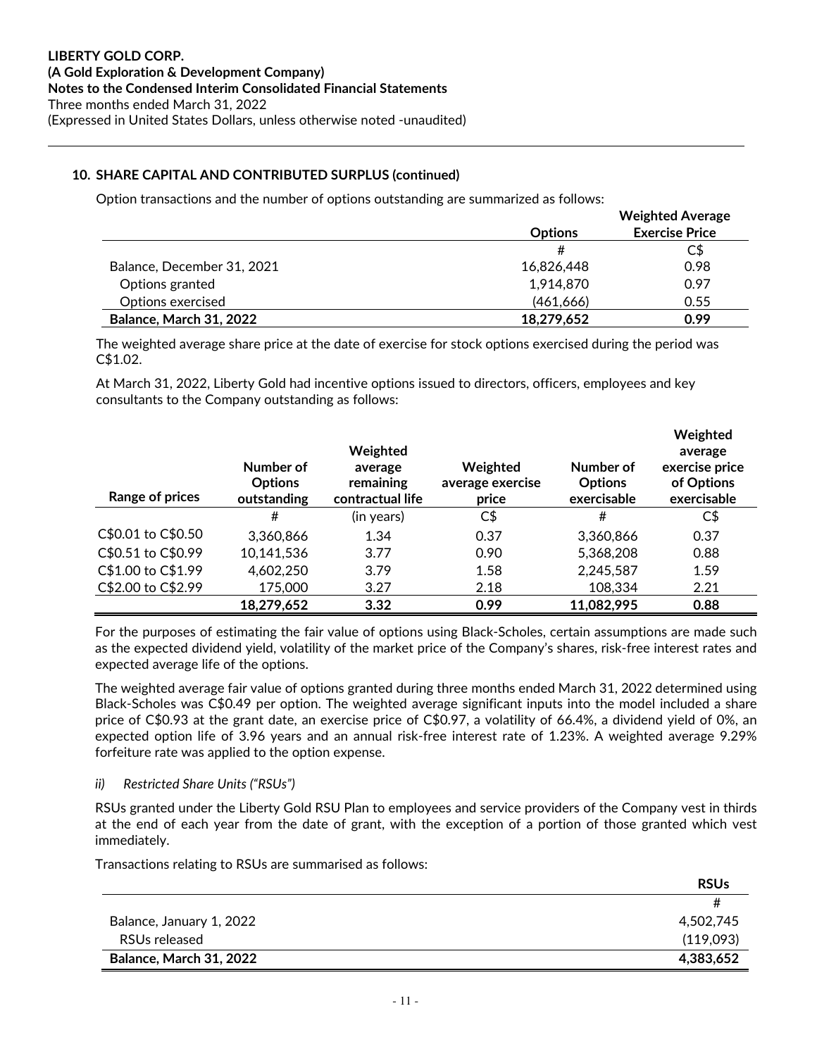## 10. SHARE CAPITAL AND CONTRIBUTED SURPLUS (continued)

Option transactions and the number of options outstanding are summarized as follows:

| | Options | Weighted Average Exercise Price |
|---|---|---|
| | # | C$ |
| Balance, December 31, 2021 | 16,826,448 | 0.98 |
| Options granted | 1,914,870 | 0.97 |
| Options exercised | (461,666) | 0.55 |
| **Balance, March 31, 2022** | **18,279,652** | **0.99** |

The weighted average share price at the date of exercise for stock options exercised during the period was C$1.02.

At March 31, 2022, Liberty Gold had incentive options issued to directors, officers, employees and key consultants to the Company outstanding as follows:

| Range of prices | Number of Options outstanding | Weighted average remaining contractual life | Weighted average exercise price | Number of Options exercisable | Weighted average exercise price of Options exercisable |
|---|---|---|---|---|---|
| | # | (in years) | C$ | # | C$ |
| C$0.01 to C$0.50 | 3,360,866 | 1.34 | 0.37 | 3,360,866 | 0.37 |
| C$0.51 to C$0.99 | 10,141,536 | 3.77 | 0.90 | 5,368,208 | 0.88 |
| C$1.00 to C$1.99 | 4,602,250 | 3.79 | 1.58 | 2,245,587 | 1.59 |
| C$2.00 to C$2.99 | 175,000 | 3.27 | 2.18 | 108,334 | 2.21 |
| | **18,279,652** | **3.32** | **0.99** | **11,082,995** | **0.88** |

For the purposes of estimating the fair value of options using Black-Scholes, certain assumptions are made such as the expected dividend yield, volatility of the market price of the Company's shares, risk-free interest rates and expected average life of the options.

The weighted average fair value of options granted during three months ended March 31, 2022 determined using Black-Scholes was C$0.49 per option. The weighted average significant inputs into the model included a share price of C$0.93 at the grant date, an exercise price of C$0.97, a volatility of 66.4%, a dividend yield of 0%, an expected option life of 3.96 years and an annual risk-free interest rate of 1.23%. A weighted average 9.29% forfeiture rate was applied to the option expense.

*ii) Restricted Share Units ("RSUs")*

RSUs granted under the Liberty Gold RSU Plan to employees and service providers of the Company vest in thirds at the end of each year from the date of grant, with the exception of a portion of those granted which vest immediately.

Transactions relating to RSUs are summarised as follows:

| | RSUs |
|---|---|
| | # |
| Balance, January 1, 2022 | 4,502,745 |
| RSUs released | (119,093) |
| **Balance, March 31, 2022** | **4,383,652** |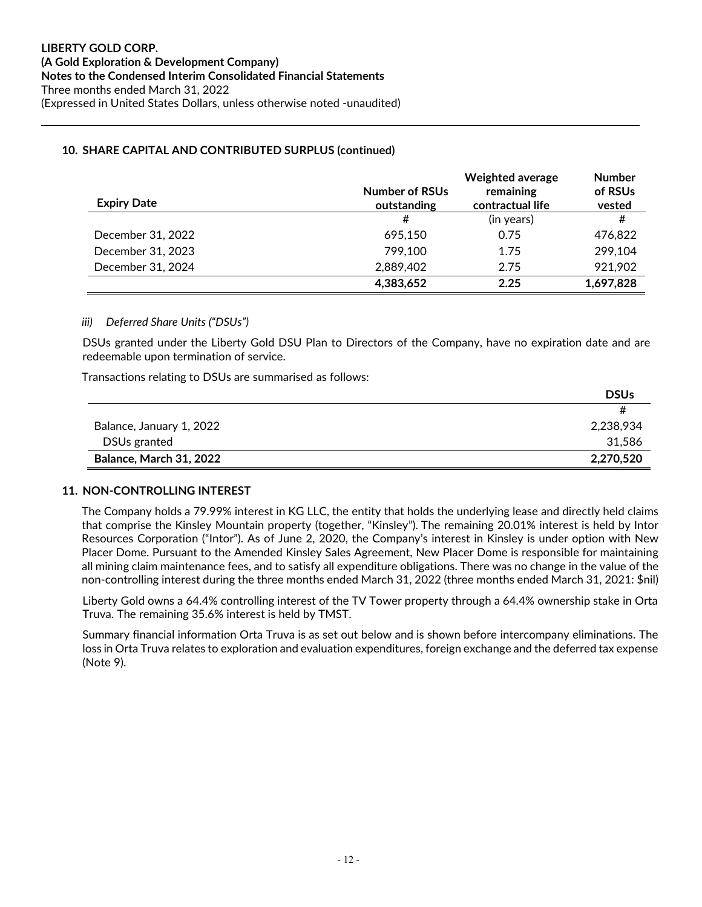## 10. SHARE CAPITAL AND CONTRIBUTED SURPLUS (continued)

| Expiry Date | Number of RSUs outstanding | Weighted average remaining contractual life | Number of RSUs vested |
|---|---|---|---|
| | # | (in years) | # |
| December 31, 2022 | 695,150 | 0.75 | 476,822 |
| December 31, 2023 | 799,100 | 1.75 | 299,104 |
| December 31, 2024 | 2,889,402 | 2.75 | 921,902 |
| | **4,383,652** | **2.25** | **1,697,828** |

*iii) Deferred Share Units ("DSUs")*

DSUs granted under the Liberty Gold DSU Plan to Directors of the Company, have no expiration date and are redeemable upon termination of service.

Transactions relating to DSUs are summarised as follows:

| | DSUs |
|---|---|
| | # |
| Balance, January 1, 2022 | 2,238,934 |
| DSUs granted | 31,586 |
| **Balance, March 31, 2022** | **2,270,520** |

## 11. NON-CONTROLLING INTEREST

The Company holds a 79.99% interest in KG LLC, the entity that holds the underlying lease and directly held claims that comprise the Kinsley Mountain property (together, "Kinsley"). The remaining 20.01% interest is held by Intor Resources Corporation ("Intor"). As of June 2, 2020, the Company's interest in Kinsley is under option with New Placer Dome. Pursuant to the Amended Kinsley Sales Agreement, New Placer Dome is responsible for maintaining all mining claim maintenance fees, and to satisfy all expenditure obligations. There was no change in the value of the non-controlling interest during the three months ended March 31, 2022 (three months ended March 31, 2021: $nil)

Liberty Gold owns a 64.4% controlling interest of the TV Tower property through a 64.4% ownership stake in Orta Truva. The remaining 35.6% interest is held by TMST.

Summary financial information Orta Truva is as set out below and is shown before intercompany eliminations. The loss in Orta Truva relates to exploration and evaluation expenditures, foreign exchange and the deferred tax expense (Note 9).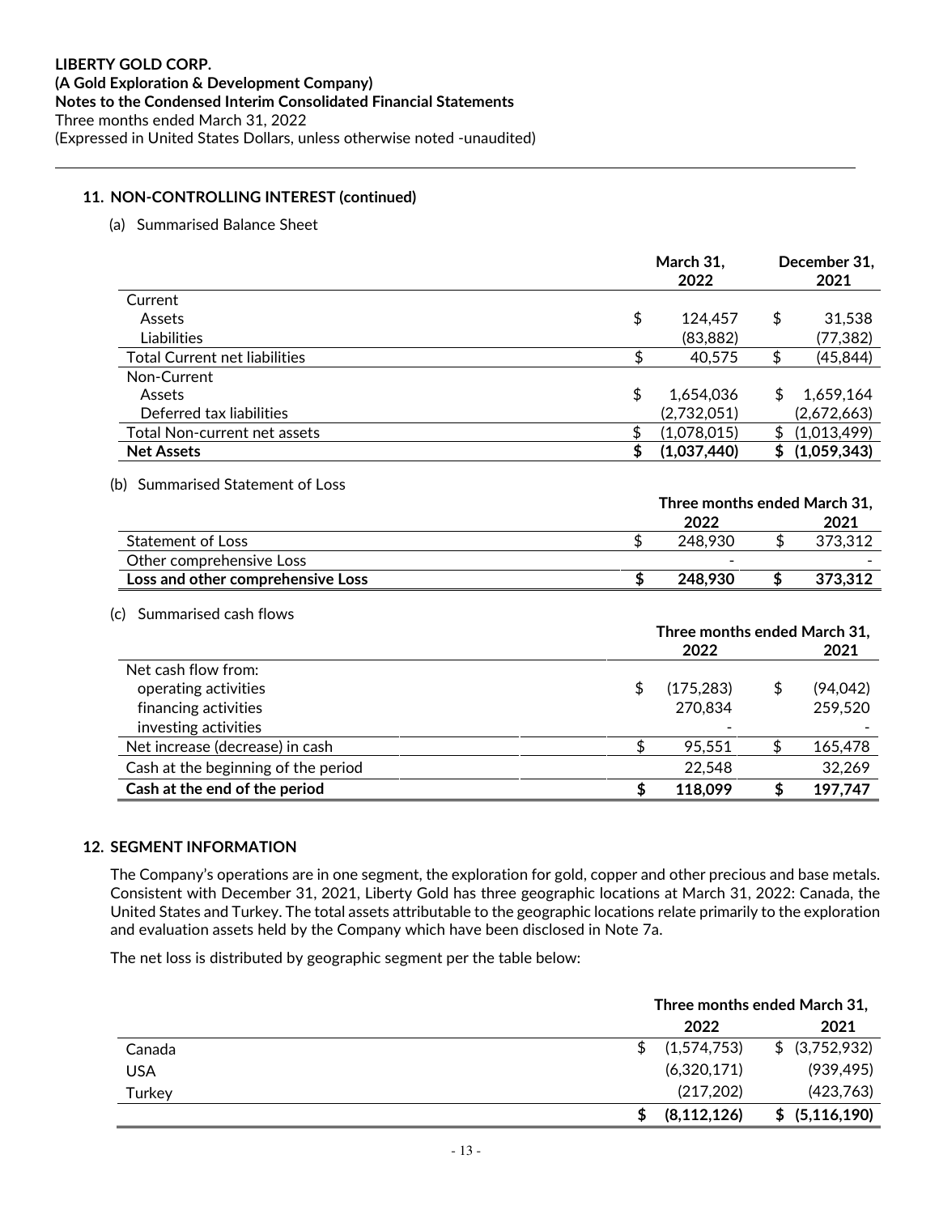## 11. NON-CONTROLLING INTEREST (continued)

(a) Summarised Balance Sheet

| | March 31, 2022 | December 31, 2021 |
|---|---|---|
| Current | | |
| Assets | $ 124,457 | $ 31,538 |
| Liabilities | (83,882) | (77,382) |
| Total Current net liabilities | $ 40,575 | $ (45,844) |
| Non-Current | | |
| Assets | $ 1,654,036 | $ 1,659,164 |
| Deferred tax liabilities | (2,732,051) | (2,672,663) |
| Total Non-current net assets | $ (1,078,015) | $ (1,013,499) |
| **Net Assets** | **$ (1,037,440)** | **$ (1,059,343)** |

(b) Summarised Statement of Loss

| | Three months ended March 31, 2022 | 2021 |
|---|---|---|
| Statement of Loss | $ 248,930 | $ 373,312 |
| Other comprehensive Loss | - | - |
| **Loss and other comprehensive Loss** | **$ 248,930** | **$ 373,312** |

(c) Summarised cash flows

| | Three months ended March 31, 2022 | 2021 |
|---|---|---|
| Net cash flow from: | | |
| operating activities | $ (175,283) | $ (94,042) |
| financing activities | 270,834 | 259,520 |
| investing activities | - | - |
| Net increase (decrease) in cash | $ 95,551 | $ 165,478 |
| Cash at the beginning of the period | 22,548 | 32,269 |
| **Cash at the end of the period** | **$ 118,099** | **$ 197,747** |

## 12. SEGMENT INFORMATION

The Company's operations are in one segment, the exploration for gold, copper and other precious and base metals. Consistent with December 31, 2021, Liberty Gold has three geographic locations at March 31, 2022: Canada, the United States and Turkey. The total assets attributable to the geographic locations relate primarily to the exploration and evaluation assets held by the Company which have been disclosed in Note 7a.

The net loss is distributed by geographic segment per the table below:

| | Three months ended March 31, 2022 | 2021 |
|---|---|---|
| Canada | $ (1,574,753) | $ (3,752,932) |
| USA | (6,320,171) | (939,495) |
| Turkey | (217,202) | (423,763) |
| | **$ (8,112,126)** | **$ (5,116,190)** |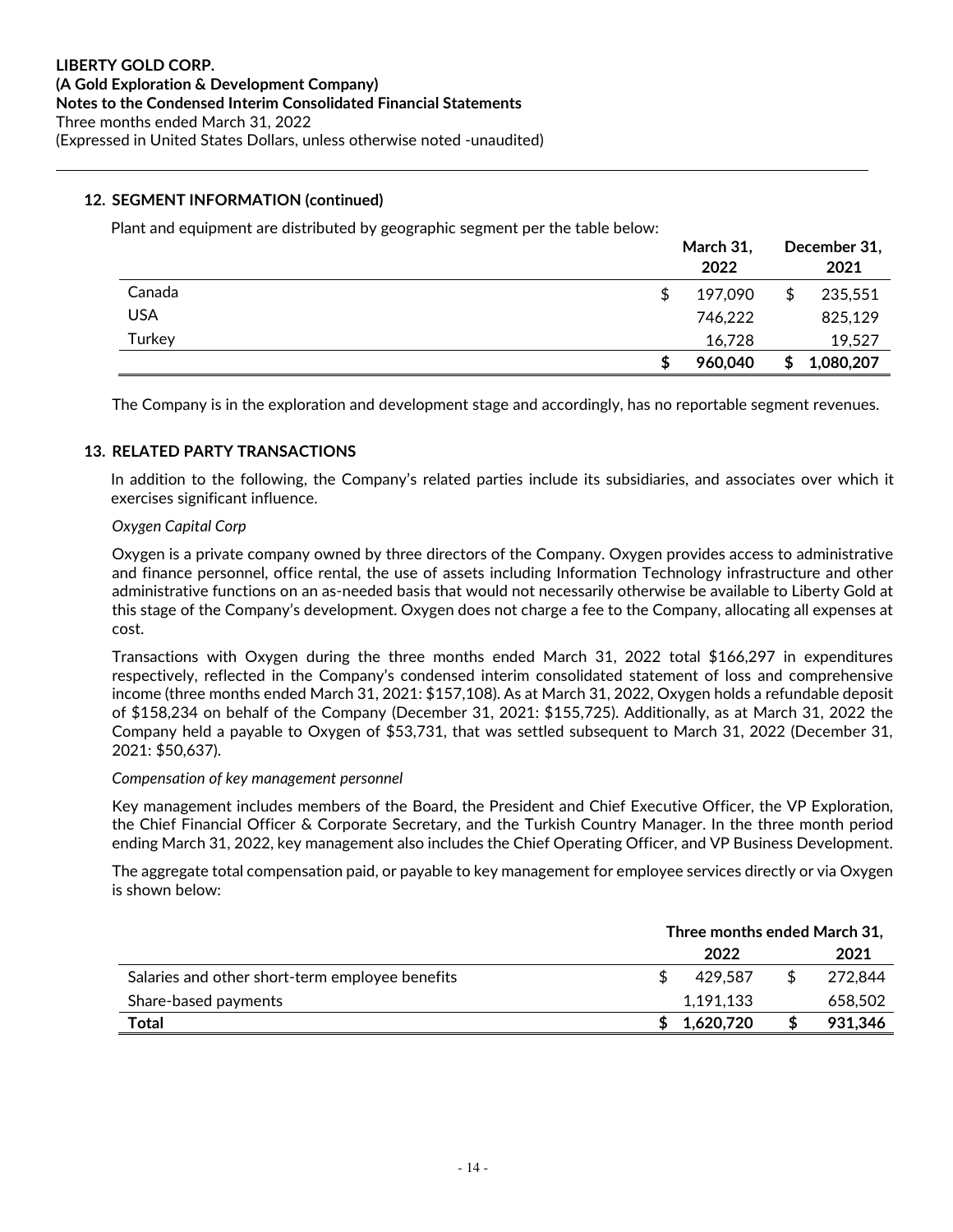## 12. SEGMENT INFORMATION (continued)

Plant and equipment are distributed by geographic segment per the table below:

| | March 31, 2022 | December 31, 2021 |
|---|---|---|
| Canada | $ 197,090 | $ 235,551 |
| USA | 746,222 | 825,129 |
| Turkey | 16,728 | 19,527 |
| | **$ 960,040** | **$ 1,080,207** |

The Company is in the exploration and development stage and accordingly, has no reportable segment revenues.

## 13. RELATED PARTY TRANSACTIONS

In addition to the following, the Company's related parties include its subsidiaries, and associates over which it exercises significant influence.

*Oxygen Capital Corp*

Oxygen is a private company owned by three directors of the Company. Oxygen provides access to administrative and finance personnel, office rental, the use of assets including Information Technology infrastructure and other administrative functions on an as-needed basis that would not necessarily otherwise be available to Liberty Gold at this stage of the Company's development. Oxygen does not charge a fee to the Company, allocating all expenses at cost.

Transactions with Oxygen during the three months ended March 31, 2022 total $166,297 in expenditures respectively, reflected in the Company's condensed interim consolidated statement of loss and comprehensive income (three months ended March 31, 2021: $157,108). As at March 31, 2022, Oxygen holds a refundable deposit of $158,234 on behalf of the Company (December 31, 2021: $155,725). Additionally, as at March 31, 2022 the Company held a payable to Oxygen of $53,731, that was settled subsequent to March 31, 2022 (December 31, 2021: $50,637).

*Compensation of key management personnel*

Key management includes members of the Board, the President and Chief Executive Officer, the VP Exploration, the Chief Financial Officer & Corporate Secretary, and the Turkish Country Manager. In the three month period ending March 31, 2022, key management also includes the Chief Operating Officer, and VP Business Development.

The aggregate total compensation paid, or payable to key management for employee services directly or via Oxygen is shown below:

| | Three months ended March 31, | |
|---|---|---|
| | 2022 | 2021 |
| Salaries and other short-term employee benefits | $ 429,587 | $ 272,844 |
| Share-based payments | 1,191,133 | 658,502 |
| **Total** | **$ 1,620,720** | **$ 931,346** |